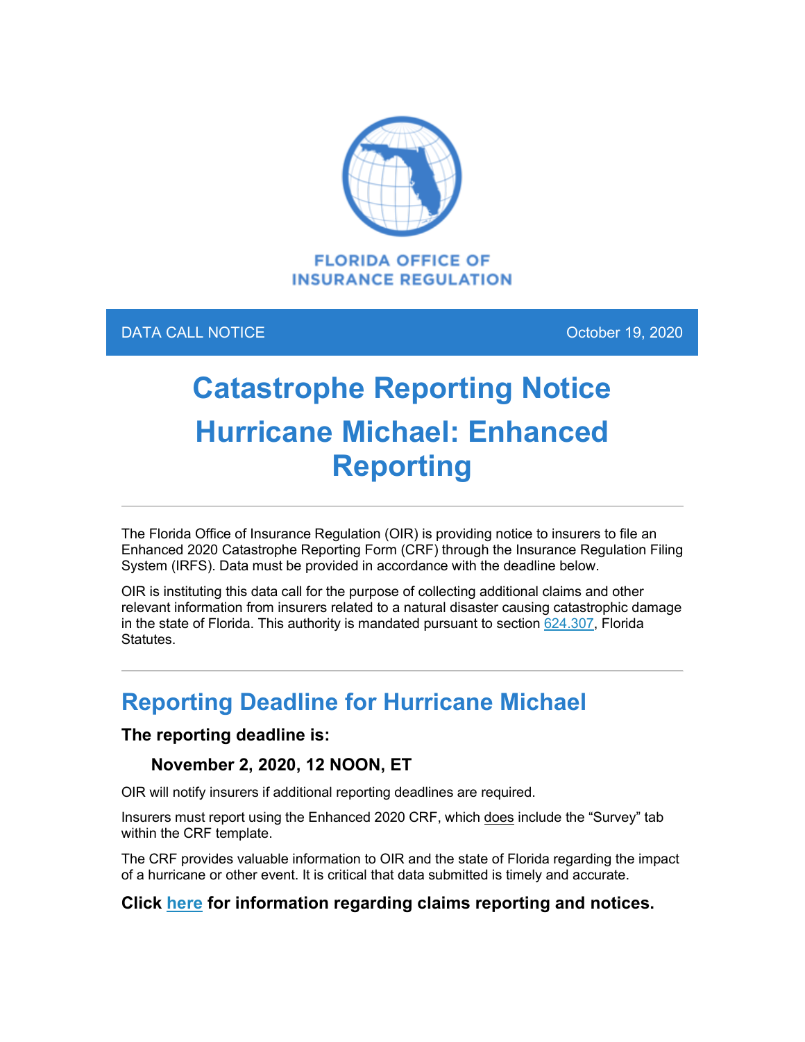FLORIDA OFFICE OF INSURANCE REGULATION

DATA CALL NOTICE October 19, 2020

# Catastrophe Reporting Notice

# Hurricane Michael: Enhanced Reporting

The Florida Office of Insurance Regulation (OIR) is providing notice to insurers to file an Enhanced 2020 Catastrophe Reporting Form (CRF) through the Insurance Regulation Filing System (IRFS). Data must be provided in accordance with the deadline below.

OIR is instituting this data call for the purpose of collecting additional claims and other relevant information from insurers related to a natural disaster causing catastrophic damage in the state of Florida. This authority is mandated pursuant to section 624.307, Florida Statutes.

## Reporting Deadline for Hurricane Michael

### The reporting deadline is:

**November 2, 2020, 12 NOON, ET**

OIR will notify insurers if additional reporting deadlines are required.

Insurers must report using the Enhanced 2020 CRF, which does include the "Survey" tab within the CRF template.

The CRF provides valuable information to OIR and the state of Florida regarding the impact of a hurricane or other event. It is critical that data submitted is timely and accurate.

### Click here for information regarding claims reporting and notices.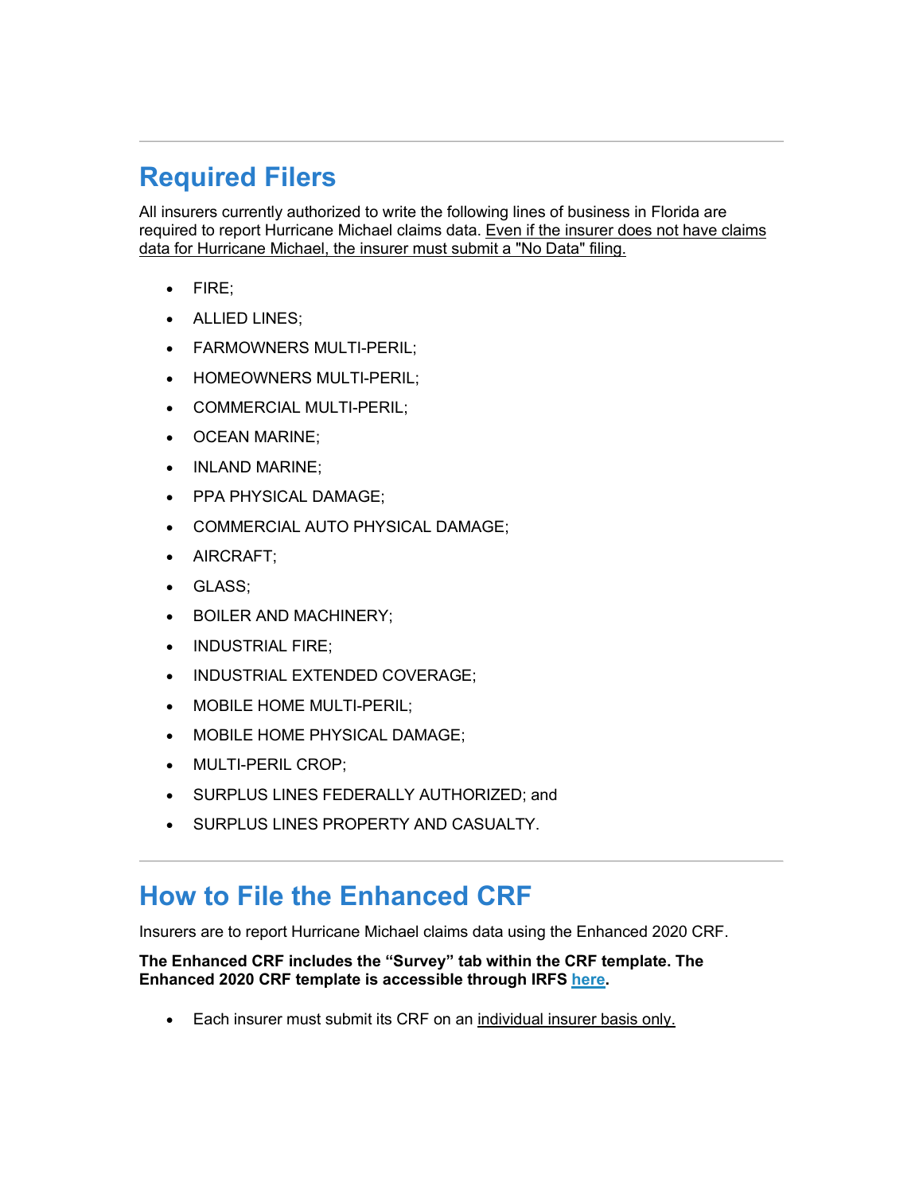## Required Filers

All insurers currently authorized to write the following lines of business in Florida are required to report Hurricane Michael claims data. Even if the insurer does not have claims data for Hurricane Michael, the insurer must submit a "No Data" filing.

- FIRE;
- ALLIED LINES;
- FARMOWNERS MULTI-PERIL;
- HOMEOWNERS MULTI-PERIL;
- COMMERCIAL MULTI-PERIL;
- OCEAN MARINE;
- INLAND MARINE;
- PPA PHYSICAL DAMAGE;
- COMMERCIAL AUTO PHYSICAL DAMAGE;
- AIRCRAFT;
- GLASS;
- BOILER AND MACHINERY;
- INDUSTRIAL FIRE;
- INDUSTRIAL EXTENDED COVERAGE;
- MOBILE HOME MULTI-PERIL;
- MOBILE HOME PHYSICAL DAMAGE;
- MULTI-PERIL CROP;
- SURPLUS LINES FEDERALLY AUTHORIZED; and
- SURPLUS LINES PROPERTY AND CASUALTY.

## How to File the Enhanced CRF

Insurers are to report Hurricane Michael claims data using the Enhanced 2020 CRF.

**The Enhanced CRF includes the "Survey" tab within the CRF template. The Enhanced 2020 CRF template is accessible through IRFS here.**

- Each insurer must submit its CRF on an individual insurer basis only.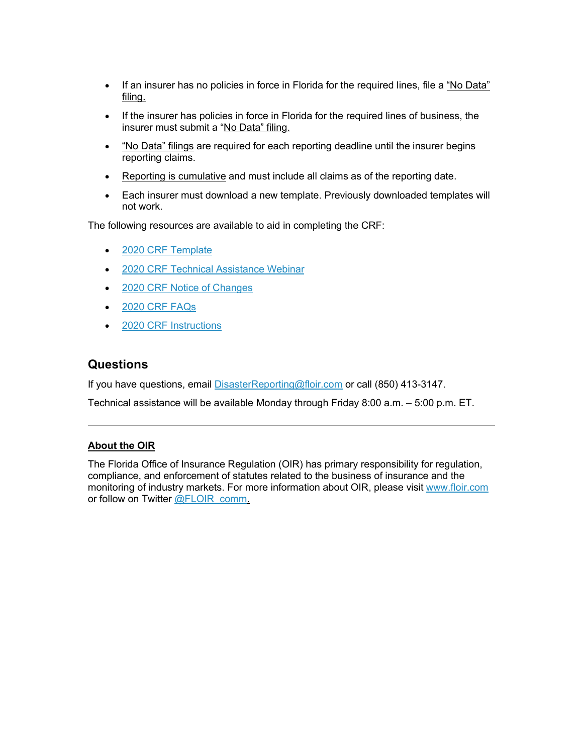- If an insurer has no policies in force in Florida for the required lines, file a "No Data" filing.
- If the insurer has policies in force in Florida for the required lines of business, the insurer must submit a "No Data" filing.
- "No Data" filings are required for each reporting deadline until the insurer begins reporting claims.
- Reporting is cumulative and must include all claims as of the reporting date.
- Each insurer must download a new template. Previously downloaded templates will not work.

The following resources are available to aid in completing the CRF:

- 2020 CRF Template
- 2020 CRF Technical Assistance Webinar
- 2020 CRF Notice of Changes
- 2020 CRF FAQs
- 2020 CRF Instructions

## Questions

If you have questions, email DisasterReporting@floir.com or call (850) 413-3147.

Technical assistance will be available Monday through Friday 8:00 a.m. – 5:00 p.m. ET.

---

**About the OIR**

The Florida Office of Insurance Regulation (OIR) has primary responsibility for regulation, compliance, and enforcement of statutes related to the business of insurance and the monitoring of industry markets. For more information about OIR, please visit www.floir.com or follow on Twitter @FLOIR_comm.